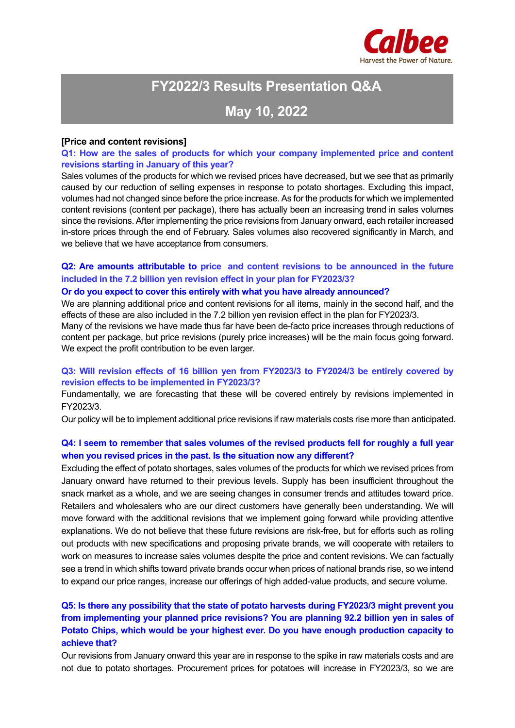Calbee
Harvest the Power of Nature.

# FY2022/3 Results Presentation Q&A

## May 10, 2022

**[Price and content revisions]**

**Q1: How are the sales of products for which your company implemented price and content revisions starting in January of this year?**

Sales volumes of the products for which we revised prices have decreased, but we see that as primarily caused by our reduction of selling expenses in response to potato shortages. Excluding this impact, volumes had not changed since before the price increase. As for the products for which we implemented content revisions (content per package), there has actually been an increasing trend in sales volumes since the revisions. After implementing the price revisions from January onward, each retailer increased in-store prices through the end of February. Sales volumes also recovered significantly in March, and we believe that we have acceptance from consumers.

**Q2: Are amounts attributable to price and content revisions to be announced in the future included in the 7.2 billion yen revision effect in your plan for FY2023/3?**

**Or do you expect to cover this entirely with what you have already announced?**

We are planning additional price and content revisions for all items, mainly in the second half, and the effects of these are also included in the 7.2 billion yen revision effect in the plan for FY2023/3.

Many of the revisions we have made thus far have been de-facto price increases through reductions of content per package, but price revisions (purely price increases) will be the main focus going forward. We expect the profit contribution to be even larger.

**Q3: Will revision effects of 16 billion yen from FY2023/3 to FY2024/3 be entirely covered by revision effects to be implemented in FY2023/3?**

Fundamentally, we are forecasting that these will be covered entirely by revisions implemented in FY2023/3.

Our policy will be to implement additional price revisions if raw materials costs rise more than anticipated.

**Q4: I seem to remember that sales volumes of the revised products fell for roughly a full year when you revised prices in the past. Is the situation now any different?**

Excluding the effect of potato shortages, sales volumes of the products for which we revised prices from January onward have returned to their previous levels. Supply has been insufficient throughout the snack market as a whole, and we are seeing changes in consumer trends and attitudes toward price. Retailers and wholesalers who are our direct customers have generally been understanding. We will move forward with the additional revisions that we implement going forward while providing attentive explanations. We do not believe that these future revisions are risk-free, but for efforts such as rolling out products with new specifications and proposing private brands, we will cooperate with retailers to work on measures to increase sales volumes despite the price and content revisions. We can factually see a trend in which shifts toward private brands occur when prices of national brands rise, so we intend to expand our price ranges, increase our offerings of high added-value products, and secure volume.

**Q5: Is there any possibility that the state of potato harvests during FY2023/3 might prevent you from implementing your planned price revisions? You are planning 92.2 billion yen in sales of Potato Chips, which would be your highest ever. Do you have enough production capacity to achieve that?**

Our revisions from January onward this year are in response to the spike in raw materials costs and are not due to potato shortages. Procurement prices for potatoes will increase in FY2023/3, so we are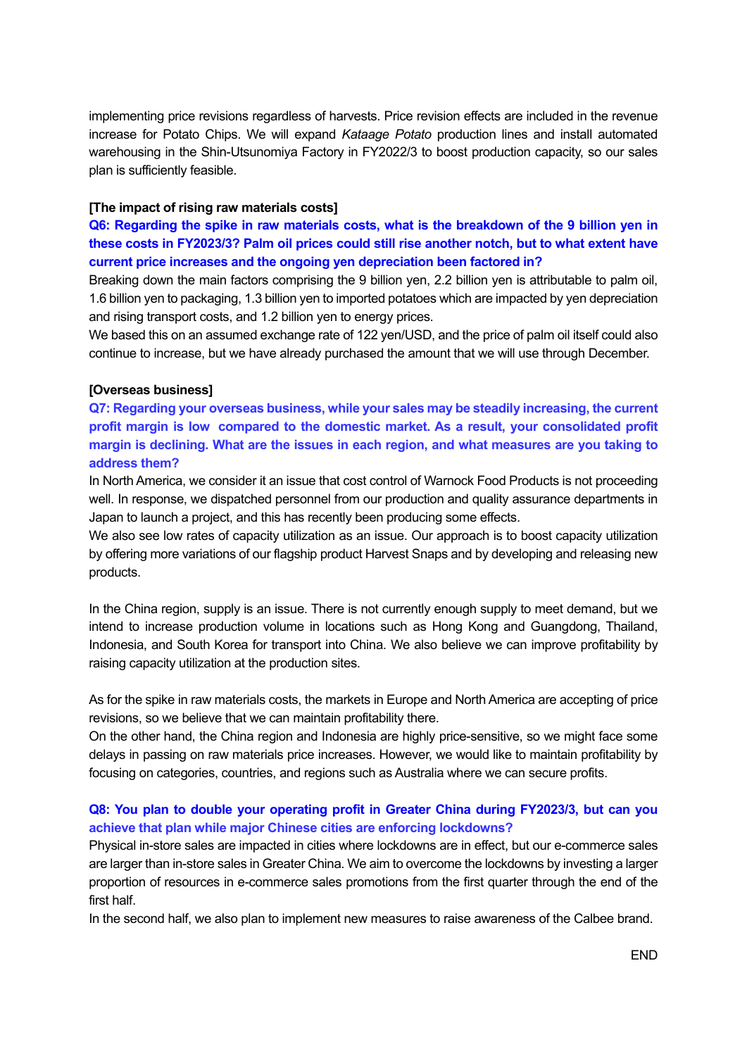implementing price revisions regardless of harvests. Price revision effects are included in the revenue increase for Potato Chips. We will expand *Kataage Potato* production lines and install automated warehousing in the Shin-Utsunomiya Factory in FY2022/3 to boost production capacity, so our sales plan is sufficiently feasible.

**[The impact of rising raw materials costs]**

**Q6: Regarding the spike in raw materials costs, what is the breakdown of the 9 billion yen in these costs in FY2023/3? Palm oil prices could still rise another notch, but to what extent have current price increases and the ongoing yen depreciation been factored in?**

Breaking down the main factors comprising the 9 billion yen, 2.2 billion yen is attributable to palm oil, 1.6 billion yen to packaging, 1.3 billion yen to imported potatoes which are impacted by yen depreciation and rising transport costs, and 1.2 billion yen to energy prices.

We based this on an assumed exchange rate of 122 yen/USD, and the price of palm oil itself could also continue to increase, but we have already purchased the amount that we will use through December.

**[Overseas business]**

**Q7: Regarding your overseas business, while your sales may be steadily increasing, the current profit margin is low compared to the domestic market. As a result, your consolidated profit margin is declining. What are the issues in each region, and what measures are you taking to address them?**

In North America, we consider it an issue that cost control of Warnock Food Products is not proceeding well. In response, we dispatched personnel from our production and quality assurance departments in Japan to launch a project, and this has recently been producing some effects.

We also see low rates of capacity utilization as an issue. Our approach is to boost capacity utilization by offering more variations of our flagship product Harvest Snaps and by developing and releasing new products.

In the China region, supply is an issue. There is not currently enough supply to meet demand, but we intend to increase production volume in locations such as Hong Kong and Guangdong, Thailand, Indonesia, and South Korea for transport into China. We also believe we can improve profitability by raising capacity utilization at the production sites.

As for the spike in raw materials costs, the markets in Europe and North America are accepting of price revisions, so we believe that we can maintain profitability there.

On the other hand, the China region and Indonesia are highly price-sensitive, so we might face some delays in passing on raw materials price increases. However, we would like to maintain profitability by focusing on categories, countries, and regions such as Australia where we can secure profits.

**Q8: You plan to double your operating profit in Greater China during FY2023/3, but can you achieve that plan while major Chinese cities are enforcing lockdowns?**

Physical in-store sales are impacted in cities where lockdowns are in effect, but our e-commerce sales are larger than in-store sales in Greater China. We aim to overcome the lockdowns by investing a larger proportion of resources in e-commerce sales promotions from the first quarter through the end of the first half.

In the second half, we also plan to implement new measures to raise awareness of the Calbee brand.

END